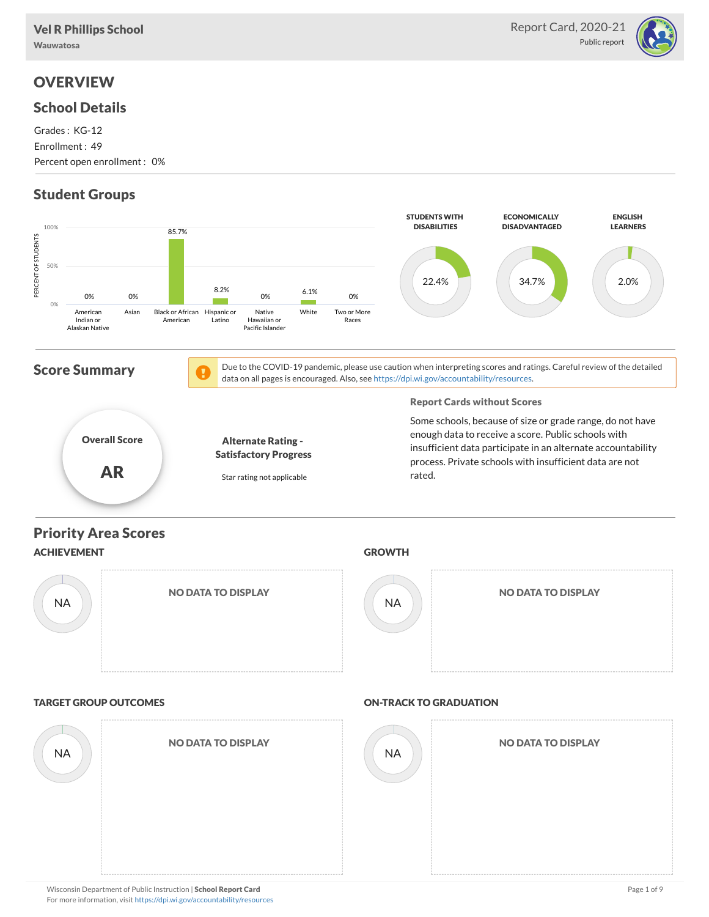# Vel R Phillips School

Wauwatosa

Report Card, 2020-21

Public report

## OVERVIEW

### School Details

Grades : KG-12

Enrollment : 49

Percent open enrollment : 0%

### Student Groups

| Group | Percent of Students |
|---|---|
| American Indian or Alaskan Native | 0% |
| Asian | 0% |
| Black or African American | 85.7% |
| Hispanic or Latino | 8.2% |
| Native Hawaiian or Pacific Islander | 0% |
| White | 6.1% |
| Two or More Races | 0% |

| STUDENTS WITH DISABILITIES | ECONOMICALLY DISADVANTAGED | ENGLISH LEARNERS |
|---|---|---|
| 22.4% | 34.7% | 2.0% |

### Score Summary

Due to the COVID-19 pandemic, please use caution when interpreting scores and ratings. Careful review of the detailed data on all pages is encouraged. Also, see https://dpi.wi.gov/accountability/resources.

**Overall Score**

**AR**

**Alternate Rating - Satisfactory Progress**

Star rating not applicable

**Report Cards without Scores**

Some schools, because of size or grade range, do not have enough data to receive a score. Public schools with insufficient data participate in an alternate accountability process. Private schools with insufficient data are not rated.

### Priority Area Scores

**ACHIEVEMENT**

NA

NO DATA TO DISPLAY

**GROWTH**

NA

NO DATA TO DISPLAY

**TARGET GROUP OUTCOMES**

NA

NO DATA TO DISPLAY

**ON-TRACK TO GRADUATION**

NA

NO DATA TO DISPLAY

Wisconsin Department of Public Instruction | **School Report Card**

For more information, visit https://dpi.wi.gov/accountability/resources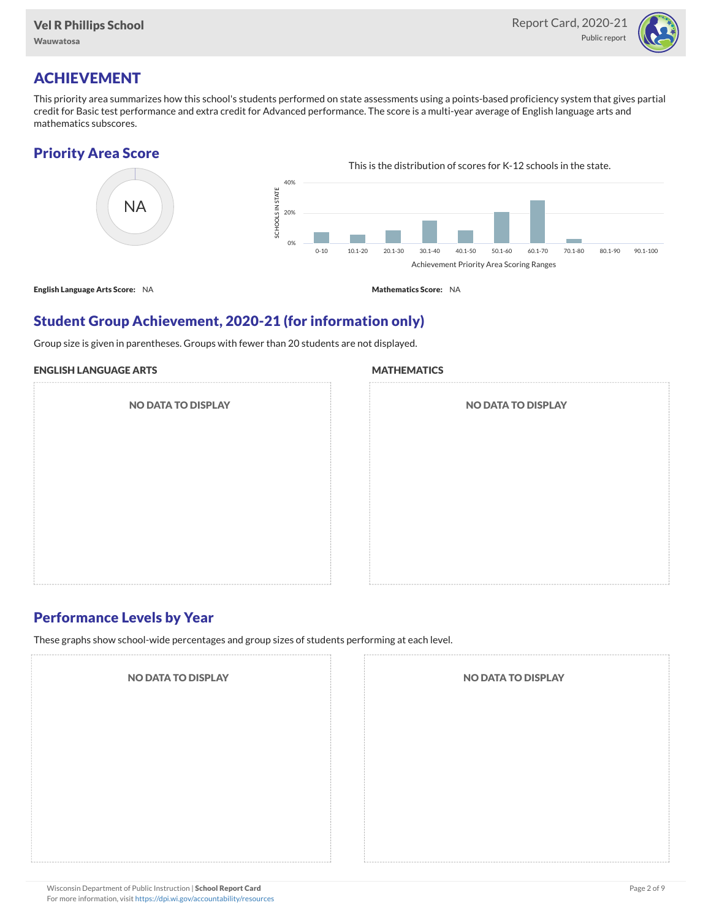# ACHIEVEMENT

This priority area summarizes how this school's students performed on state assessments using a points-based proficiency system that gives partial credit for Basic test performance and extra credit for Advanced performance. The score is a multi-year average of English language arts and mathematics subscores.

## Priority Area Score

NA

This is the distribution of scores for K-12 schools in the state.

SCHOOLS IN STATE

40%

20%

0%

0-10 | 10.1-20 | 20.1-30 | 30.1-40 | 40.1-50 | 50.1-60 | 60.1-70 | 70.1-80 | 80.1-90 | 90.1-100

Achievement Priority Area Scoring Ranges

**English Language Arts Score:** NA

**Mathematics Score:** NA

## Student Group Achievement, 2020-21 (for information only)

Group size is given in parentheses. Groups with fewer than 20 students are not displayed.

### ENGLISH LANGUAGE ARTS

NO DATA TO DISPLAY

### MATHEMATICS

NO DATA TO DISPLAY

## Performance Levels by Year

These graphs show school-wide percentages and group sizes of students performing at each level.

NO DATA TO DISPLAY

NO DATA TO DISPLAY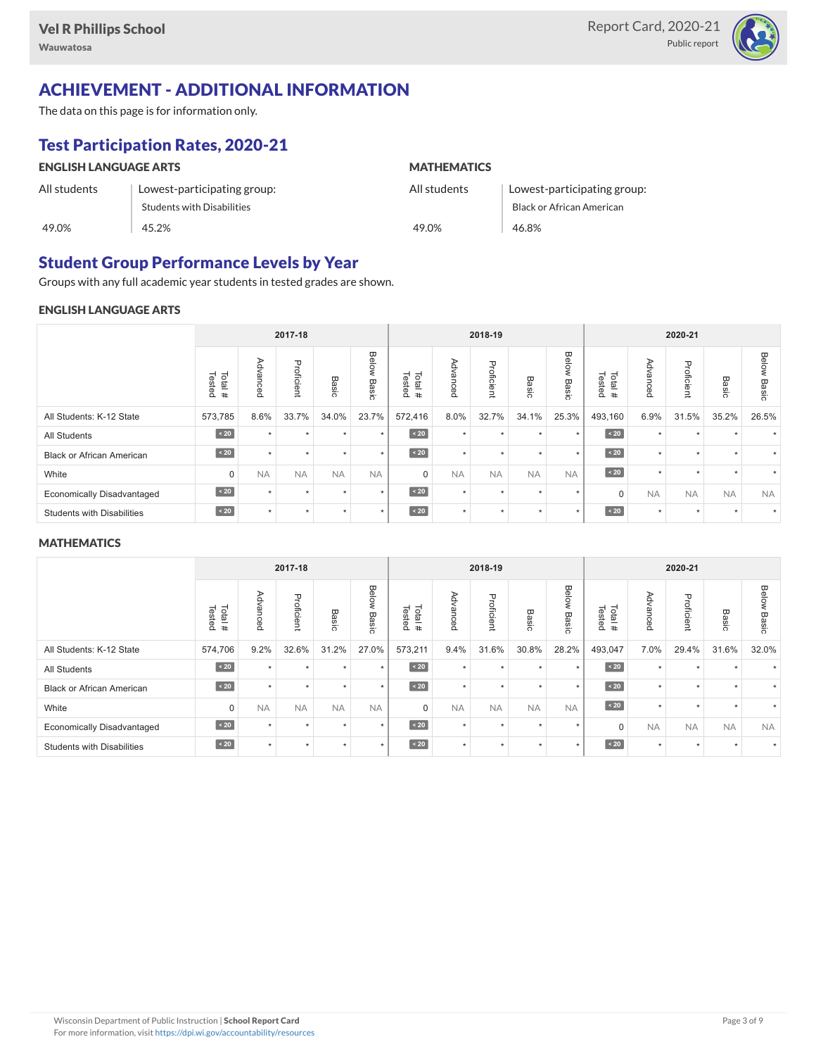## ACHIEVEMENT - ADDITIONAL INFORMATION

The data on this page is for information only.

### Test Participation Rates, 2020-21

**ENGLISH LANGUAGE ARTS**

| All students | Lowest-participating group: Students with Disabilities |
|---|---|
| 49.0% | 45.2% |

**MATHEMATICS**

| All students | Lowest-participating group: Black or African American |
|---|---|
| 49.0% | 46.8% |

### Student Group Performance Levels by Year

Groups with any full academic year students in tested grades are shown.

**ENGLISH LANGUAGE ARTS**

| | 2017-18 | | | | | 2018-19 | | | | | 2020-21 | | | | |
|---|---|---|---|---|---|---|---|---|---|---|---|---|---|---|---|
| | Total # Tested | Advanced | Proficient | Basic | Below Basic | Total # Tested | Advanced | Proficient | Basic | Below Basic | Total # Tested | Advanced | Proficient | Basic | Below Basic |
| All Students: K-12 State | 573,785 | 8.6% | 33.7% | 34.0% | 23.7% | 572,416 | 8.0% | 32.7% | 34.1% | 25.3% | 493,160 | 6.9% | 31.5% | 35.2% | 26.5% |
| All Students | < 20 | * | * | * | * | < 20 | * | * | * | * | < 20 | * | * | * | * |
| Black or African American | < 20 | * | * | * | * | < 20 | * | * | * | * | < 20 | * | * | * | * |
| White | 0 | NA | NA | NA | NA | 0 | NA | NA | NA | NA | < 20 | * | * | * | * |
| Economically Disadvantaged | < 20 | * | * | * | * | < 20 | * | * | * | * | 0 | NA | NA | NA | NA |
| Students with Disabilities | < 20 | * | * | * | * | < 20 | * | * | * | * | < 20 | * | * | * | * |

**MATHEMATICS**

| | 2017-18 | | | | | 2018-19 | | | | | 2020-21 | | | | |
|---|---|---|---|---|---|---|---|---|---|---|---|---|---|---|---|
| | Total # Tested | Advanced | Proficient | Basic | Below Basic | Total # Tested | Advanced | Proficient | Basic | Below Basic | Total # Tested | Advanced | Proficient | Basic | Below Basic |
| All Students: K-12 State | 574,706 | 9.2% | 32.6% | 31.2% | 27.0% | 573,211 | 9.4% | 31.6% | 30.8% | 28.2% | 493,047 | 7.0% | 29.4% | 31.6% | 32.0% |
| All Students | < 20 | * | * | * | * | < 20 | * | * | * | * | < 20 | * | * | * | * |
| Black or African American | < 20 | * | * | * | * | < 20 | * | * | * | * | < 20 | * | * | * | * |
| White | 0 | NA | NA | NA | NA | 0 | NA | NA | NA | NA | < 20 | * | * | * | * |
| Economically Disadvantaged | < 20 | * | * | * | * | < 20 | * | * | * | * | 0 | NA | NA | NA | NA |
| Students with Disabilities | < 20 | * | * | * | * | < 20 | * | * | * | * | < 20 | * | * | * | * |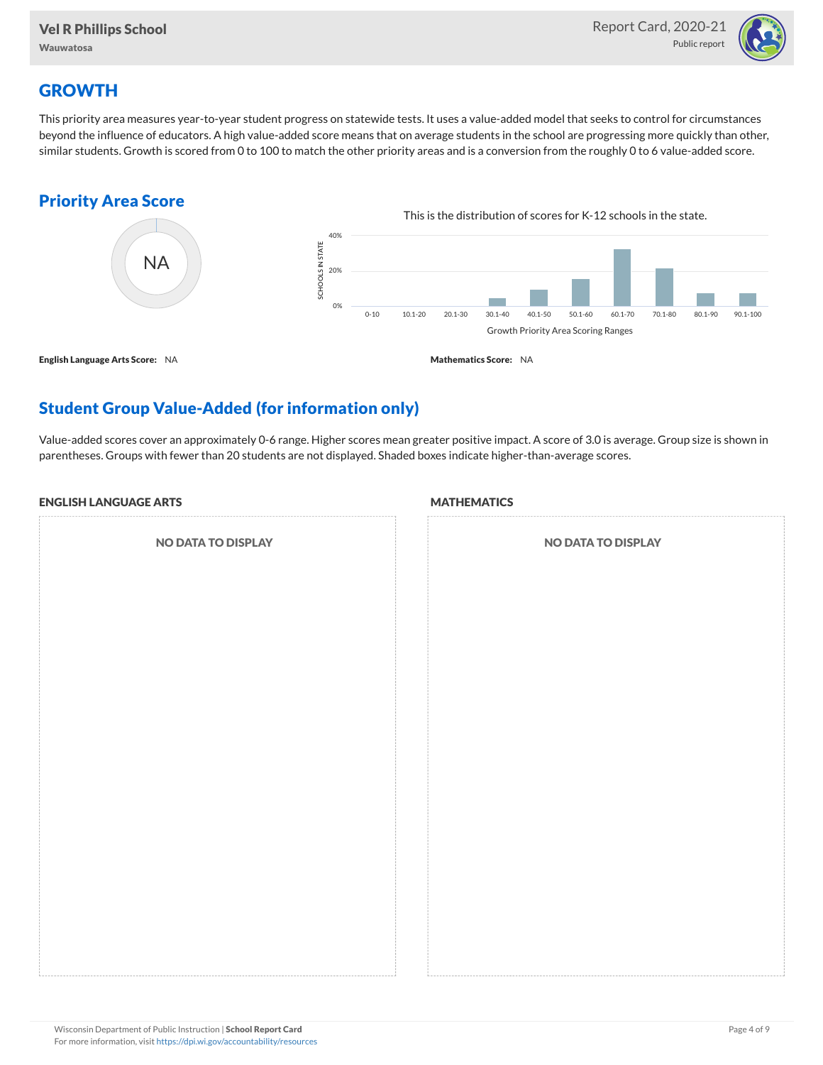## GROWTH

This priority area measures year-to-year student progress on statewide tests. It uses a value-added model that seeks to control for circumstances beyond the influence of educators. A high value-added score means that on average students in the school are progressing more quickly than other, similar students. Growth is scored from 0 to 100 to match the other priority areas and is a conversion from the roughly 0 to 6 value-added score.

### Priority Area Score

NA

This is the distribution of scores for K-12 schools in the state.

SCHOOLS IN STATE: 40%, 20%, 0%

0-10 | 10.1-20 | 20.1-30 | 30.1-40 | 40.1-50 | 50.1-60 | 60.1-70 | 70.1-80 | 80.1-90 | 90.1-100

Growth Priority Area Scoring Ranges

**English Language Arts Score:** NA

**Mathematics Score:** NA

### Student Group Value-Added (for information only)

Value-added scores cover an approximately 0-6 range. Higher scores mean greater positive impact. A score of 3.0 is average. Group size is shown in parentheses. Groups with fewer than 20 students are not displayed. Shaded boxes indicate higher-than-average scores.

#### ENGLISH LANGUAGE ARTS

NO DATA TO DISPLAY

#### MATHEMATICS

NO DATA TO DISPLAY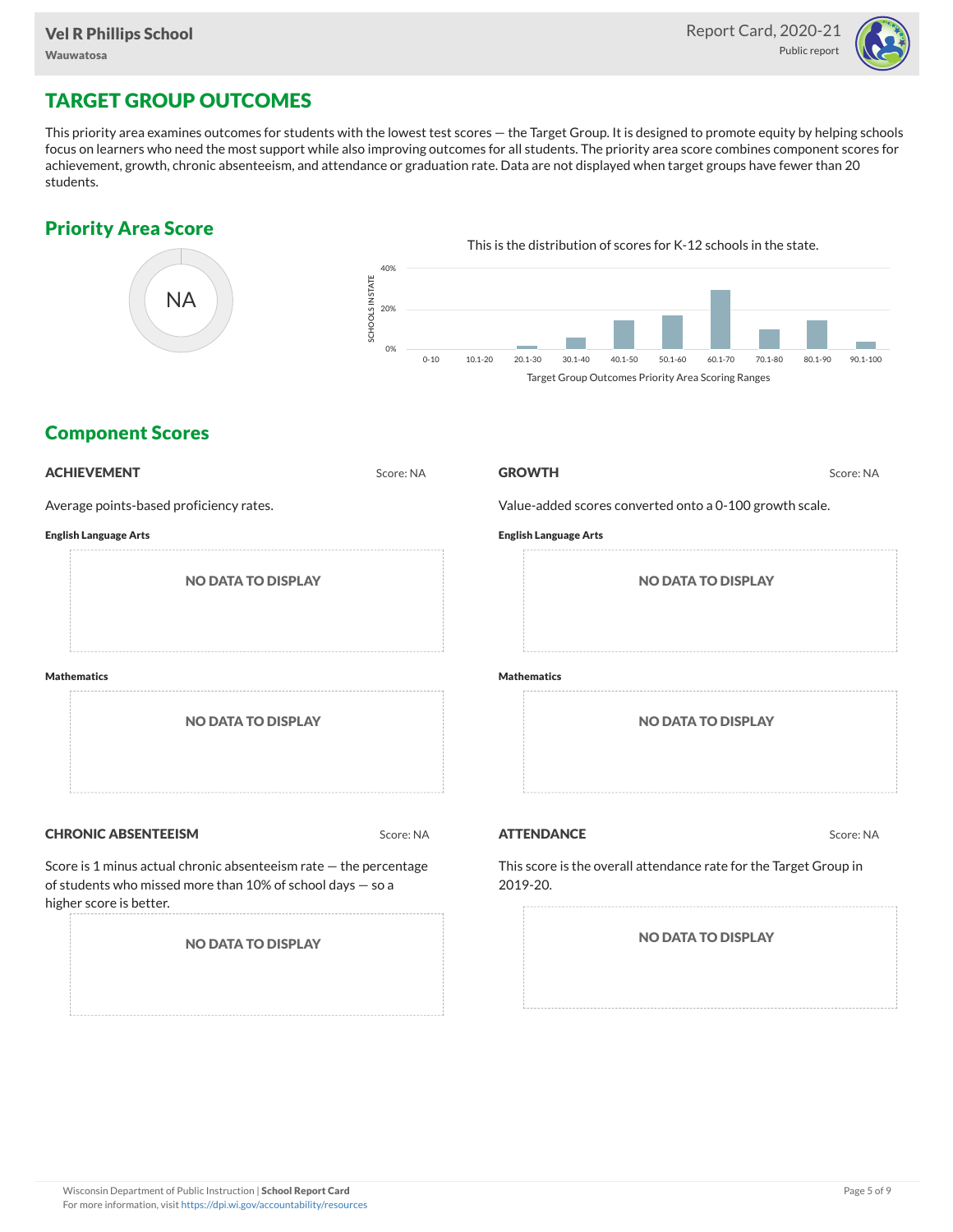## TARGET GROUP OUTCOMES

This priority area examines outcomes for students with the lowest test scores — the Target Group. It is designed to promote equity by helping schools focus on learners who need the most support while also improving outcomes for all students. The priority area score combines component scores for achievement, growth, chronic absenteeism, and attendance or graduation rate. Data are not displayed when target groups have fewer than 20 students.

### Priority Area Score

NA

This is the distribution of scores for K-12 schools in the state.

Target Group Outcomes Priority Area Scoring Ranges

### Component Scores

#### ACHIEVEMENT

Score: NA

Average points-based proficiency rates.

**English Language Arts**

NO DATA TO DISPLAY

**Mathematics**

NO DATA TO DISPLAY

#### GROWTH

Score: NA

Value-added scores converted onto a 0-100 growth scale.

**English Language Arts**

NO DATA TO DISPLAY

**Mathematics**

NO DATA TO DISPLAY

#### CHRONIC ABSENTEEISM

Score: NA

Score is 1 minus actual chronic absenteeism rate — the percentage of students who missed more than 10% of school days — so a higher score is better.

NO DATA TO DISPLAY

#### ATTENDANCE

Score: NA

This score is the overall attendance rate for the Target Group in 2019-20.

NO DATA TO DISPLAY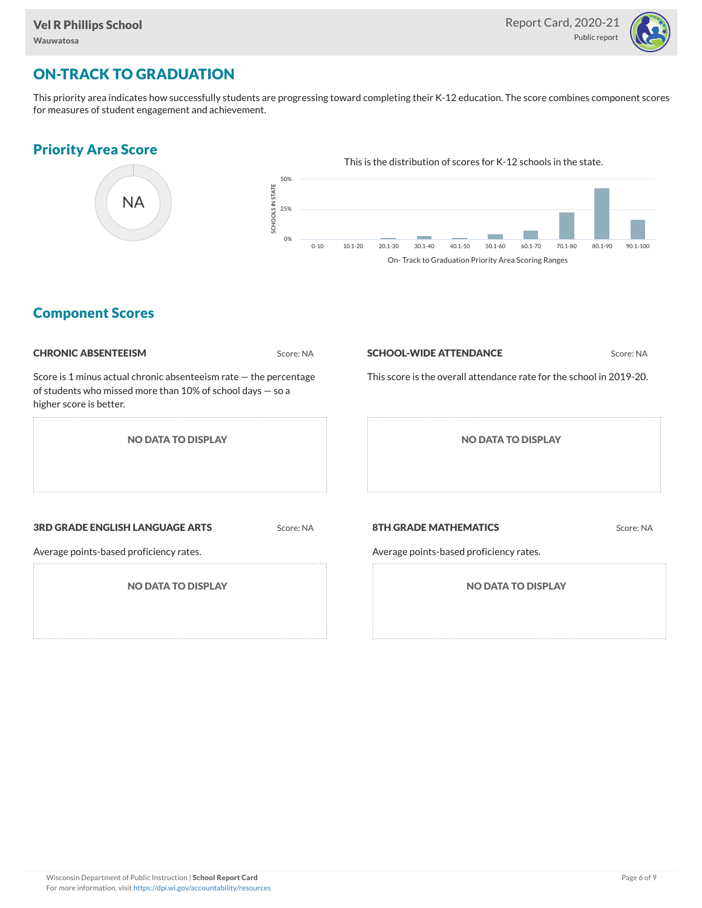## ON-TRACK TO GRADUATION

This priority area indicates how successfully students are progressing toward completing their K-12 education. The score combines component scores for measures of student engagement and achievement.

### Priority Area Score

NA

This is the distribution of scores for K-12 schools in the state.

On- Track to Graduation Priority Area Scoring Ranges

### Component Scores

#### CHRONIC ABSENTEEISM

Score: NA

Score is 1 minus actual chronic absenteeism rate — the percentage of students who missed more than 10% of school days — so a higher score is better.

**NO DATA TO DISPLAY**

#### SCHOOL-WIDE ATTENDANCE

Score: NA

This score is the overall attendance rate for the school in 2019-20.

**NO DATA TO DISPLAY**

#### 3RD GRADE ENGLISH LANGUAGE ARTS

Score: NA

Average points-based proficiency rates.

**NO DATA TO DISPLAY**

#### 8TH GRADE MATHEMATICS

Score: NA

Average points-based proficiency rates.

**NO DATA TO DISPLAY**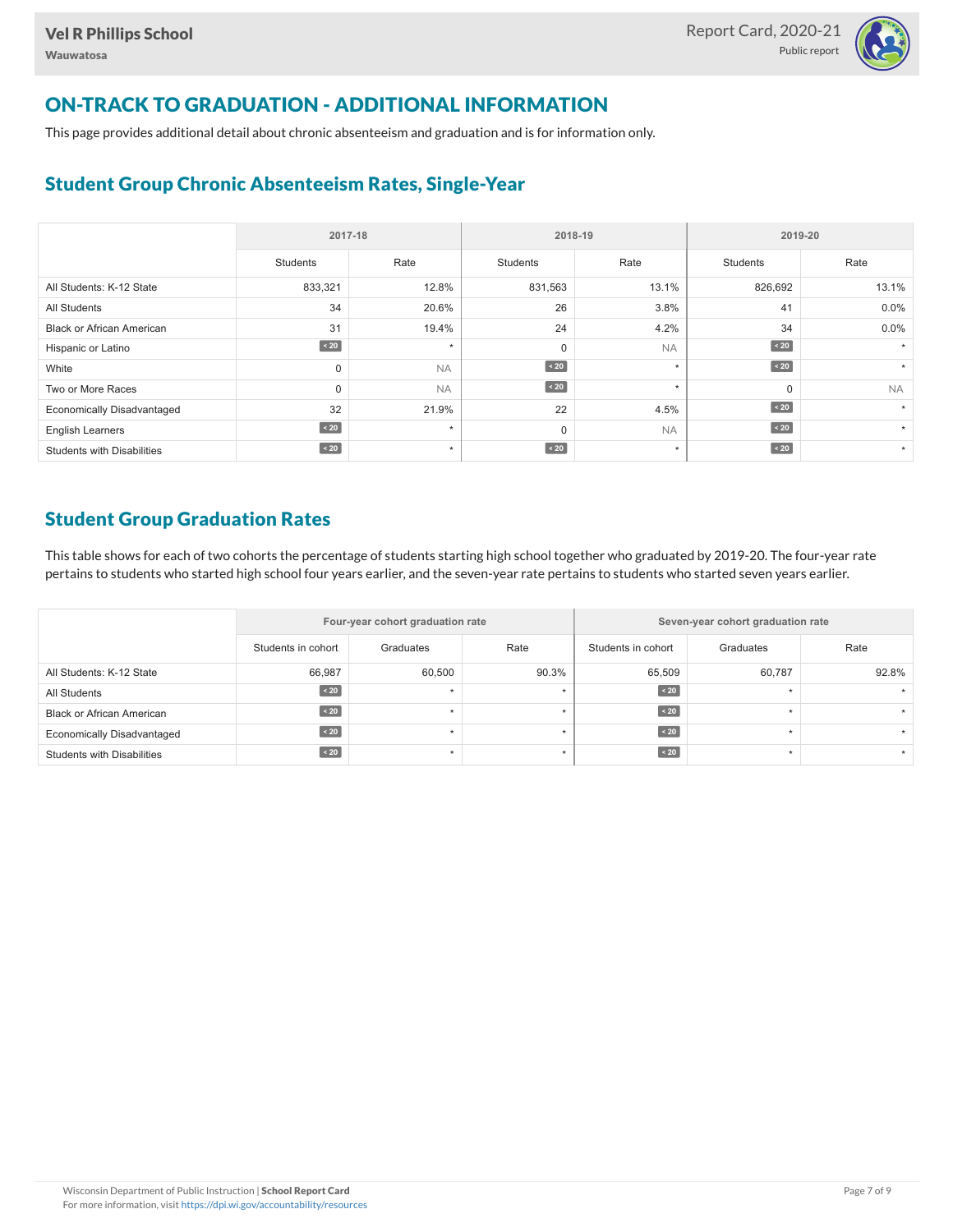# ON-TRACK TO GRADUATION - ADDITIONAL INFORMATION

This page provides additional detail about chronic absenteeism and graduation and is for information only.

## Student Group Chronic Absenteeism Rates, Single-Year

| | 2017-18 | | 2018-19 | | 2019-20 | |
|---|---|---|---|---|---|---|
| | Students | Rate | Students | Rate | Students | Rate |
| All Students: K-12 State | 833,321 | 12.8% | 831,563 | 13.1% | 826,692 | 13.1% |
| All Students | 34 | 20.6% | 26 | 3.8% | 41 | 0.0% |
| Black or African American | 31 | 19.4% | 24 | 4.2% | 34 | 0.0% |
| Hispanic or Latino | < 20 | * | 0 | NA | < 20 | * |
| White | 0 | NA | < 20 | * | < 20 | * |
| Two or More Races | 0 | NA | < 20 | * | 0 | NA |
| Economically Disadvantaged | 32 | 21.9% | 22 | 4.5% | < 20 | * |
| English Learners | < 20 | * | 0 | NA | < 20 | * |
| Students with Disabilities | < 20 | * | < 20 | * | < 20 | * |

## Student Group Graduation Rates

This table shows for each of two cohorts the percentage of students starting high school together who graduated by 2019-20. The four-year rate pertains to students who started high school four years earlier, and the seven-year rate pertains to students who started seven years earlier.

| | Four-year cohort graduation rate | | | Seven-year cohort graduation rate | | |
|---|---|---|---|---|---|---|
| | Students in cohort | Graduates | Rate | Students in cohort | Graduates | Rate |
| All Students: K-12 State | 66,987 | 60,500 | 90.3% | 65,509 | 60,787 | 92.8% |
| All Students | < 20 | * | * | < 20 | * | * |
| Black or African American | < 20 | * | * | < 20 | * | * |
| Economically Disadvantaged | < 20 | * | * | < 20 | * | * |
| Students with Disabilities | < 20 | * | * | < 20 | * | * |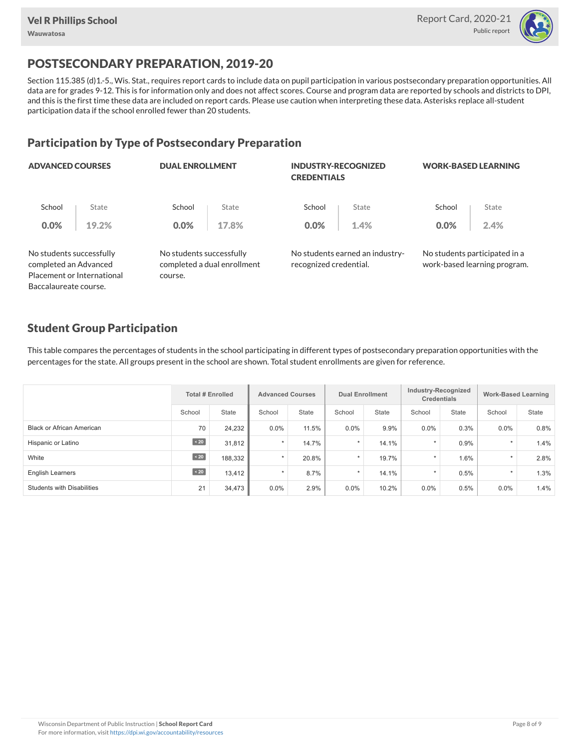# POSTSECONDARY PREPARATION, 2019-20

Section 115.385 (d)1.-5., Wis. Stat., requires report cards to include data on pupil participation in various postsecondary preparation opportunities. All data are for grades 9-12. This is for information only and does not affect scores. Course and program data are reported by schools and districts to DPI, and this is the first time these data are included on report cards. Please use caution when interpreting these data. Asterisks replace all-student participation data if the school enrolled fewer than 20 students.

## Participation by Type of Postsecondary Preparation

### ADVANCED COURSES

| School | State |
|---|---|
| 0.0% | 19.2% |

No students successfully completed an Advanced Placement or International Baccalaureate course.

### DUAL ENROLLMENT

| School | State |
|---|---|
| 0.0% | 17.8% |

No students successfully completed a dual enrollment course.

### INDUSTRY-RECOGNIZED CREDENTIALS

| School | State |
|---|---|
| 0.0% | 1.4% |

No students earned an industry-recognized credential.

### WORK-BASED LEARNING

| School | State |
|---|---|
| 0.0% | 2.4% |

No students participated in a work-based learning program.

## Student Group Participation

This table compares the percentages of students in the school participating in different types of postsecondary preparation opportunities with the percentages for the state. All groups present in the school are shown. Total student enrollments are given for reference.

| | Total # Enrolled | | Advanced Courses | | Dual Enrollment | | Industry-Recognized Credentials | | Work-Based Learning | |
|---|---|---|---|---|---|---|---|---|---|---|
| | School | State | School | State | School | State | School | State | School | State |
| Black or African American | 70 | 24,232 | 0.0% | 11.5% | 0.0% | 9.9% | 0.0% | 0.3% | 0.0% | 0.8% |
| Hispanic or Latino | < 20 | 31,812 | * | 14.7% | * | 14.1% | * | 0.9% | * | 1.4% |
| White | < 20 | 188,332 | * | 20.8% | * | 19.7% | * | 1.6% | * | 2.8% |
| English Learners | < 20 | 13,412 | * | 8.7% | * | 14.1% | * | 0.5% | * | 1.3% |
| Students with Disabilities | 21 | 34,473 | 0.0% | 2.9% | 0.0% | 10.2% | 0.0% | 0.5% | 0.0% | 1.4% |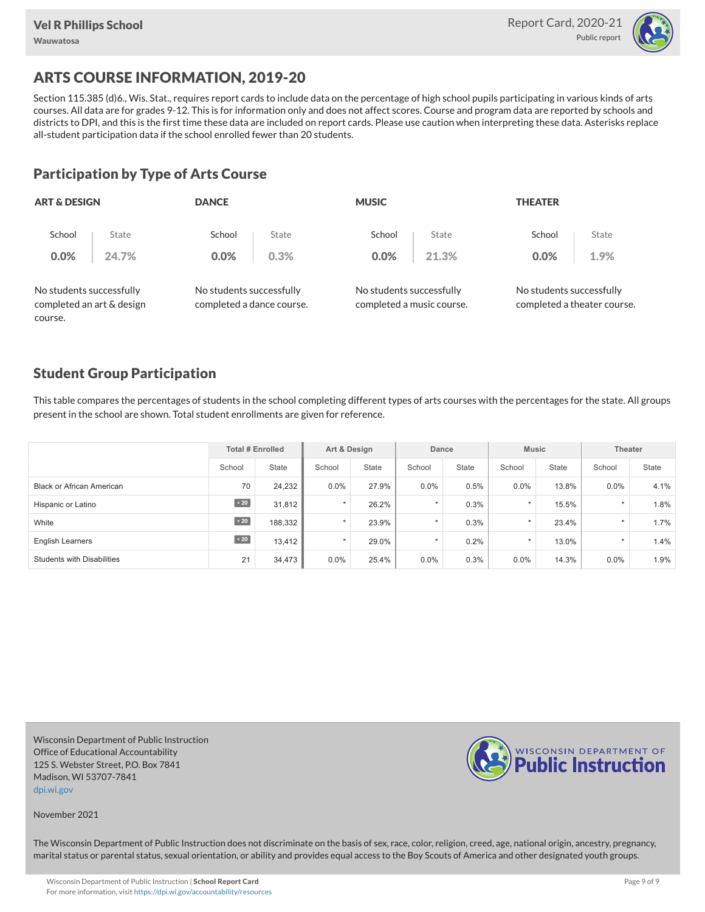## ARTS COURSE INFORMATION, 2019-20

Section 115.385 (d)6., Wis. Stat., requires report cards to include data on the percentage of high school pupils participating in various kinds of arts courses. All data are for grades 9-12. This is for information only and does not affect scores. Course and program data are reported by schools and districts to DPI, and this is the first time these data are included on report cards. Please use caution when interpreting these data. Asterisks replace all-student participation data if the school enrolled fewer than 20 students.

### Participation by Type of Arts Course

**ART & DESIGN**

School 0.0% | State 24.7%

No students successfully completed an art & design course.

**DANCE**

School 0.0% | State 0.3%

No students successfully completed a dance course.

**MUSIC**

School 0.0% | State 21.3%

No students successfully completed a music course.

**THEATER**

School 0.0% | State 1.9%

No students successfully completed a theater course.

### Student Group Participation

This table compares the percentages of students in the school completing different types of arts courses with the percentages for the state. All groups present in the school are shown. Total student enrollments are given for reference.

| | Total # Enrolled | | Art & Design | | Dance | | Music | | Theater | |
|---|---|---|---|---|---|---|---|---|---|---|
| | School | State | School | State | School | State | School | State | School | State |
| Black or African American | 70 | 24,232 | 0.0% | 27.9% | 0.0% | 0.5% | 0.0% | 13.8% | 0.0% | 4.1% |
| Hispanic or Latino | < 20 | 31,812 | * | 26.2% | * | 0.3% | * | 15.5% | * | 1.8% |
| White | < 20 | 188,332 | * | 23.9% | * | 0.3% | * | 23.4% | * | 1.7% |
| English Learners | < 20 | 13,412 | * | 29.0% | * | 0.2% | * | 13.0% | * | 1.4% |
| Students with Disabilities | 21 | 34,473 | 0.0% | 25.4% | 0.0% | 0.3% | 0.0% | 14.3% | 0.0% | 1.9% |

Wisconsin Department of Public Instruction
Office of Educational Accountability
125 S. Webster Street, P.O. Box 7841
Madison, WI 53707-7841
dpi.wi.gov

November 2021

The Wisconsin Department of Public Instruction does not discriminate on the basis of sex, race, color, religion, creed, age, national origin, ancestry, pregnancy, marital status or parental status, sexual orientation, or ability and provides equal access to the Boy Scouts of America and other designated youth groups.